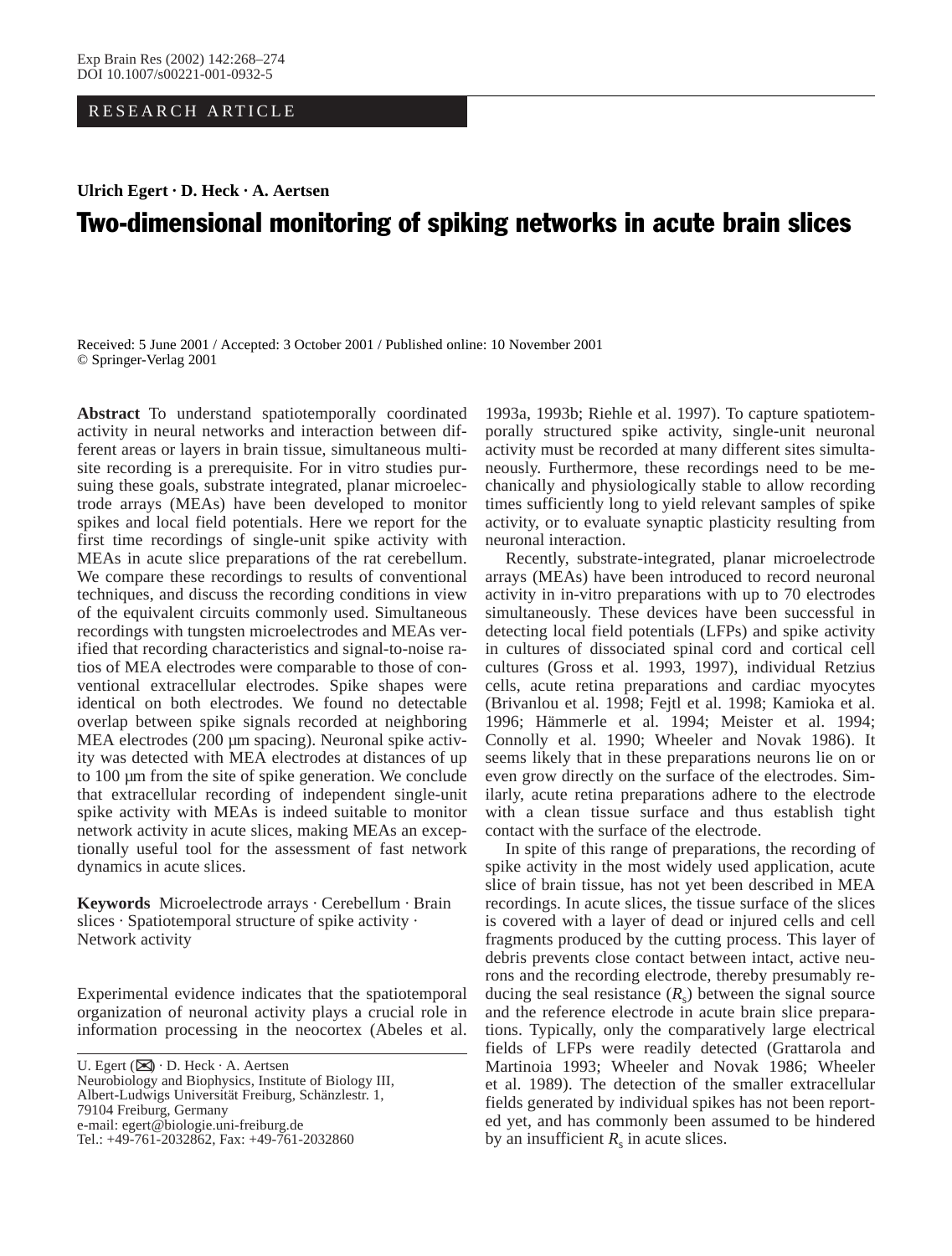RESEARCH ARTICLE

**Ulrich Egert · D. Heck · A. Aertsen**

# Two-dimensional monitoring of spiking networks in acute brain slices

Received: 5 June 2001 / Accepted: 3 October 2001 / Published online: 10 November 2001
© Springer-Verlag 2001

**Abstract** To understand spatiotemporally coordinated activity in neural networks and interaction between different areas or layers in brain tissue, simultaneous multisite recording is a prerequisite. For in vitro studies pursuing these goals, substrate integrated, planar microelectrode arrays (MEAs) have been developed to monitor spikes and local field potentials. Here we report for the first time recordings of single-unit spike activity with MEAs in acute slice preparations of the rat cerebellum. We compare these recordings to results of conventional techniques, and discuss the recording conditions in view of the equivalent circuits commonly used. Simultaneous recordings with tungsten microelectrodes and MEAs verified that recording characteristics and signal-to-noise ratios of MEA electrodes were comparable to those of conventional extracellular electrodes. Spike shapes were identical on both electrodes. We found no detectable overlap between spike signals recorded at neighboring MEA electrodes (200 µm spacing). Neuronal spike activity was detected with MEA electrodes at distances of up to 100 µm from the site of spike generation. We conclude that extracellular recording of independent single-unit spike activity with MEAs is indeed suitable to monitor network activity in acute slices, making MEAs an exceptionally useful tool for the assessment of fast network dynamics in acute slices.

**Keywords** Microelectrode arrays · Cerebellum · Brain slices · Spatiotemporal structure of spike activity · Network activity

Experimental evidence indicates that the spatiotemporal organization of neuronal activity plays a crucial role in information processing in the neocortex (Abeles et al. 1993a, 1993b; Riehle et al. 1997). To capture spatiotemporally structured spike activity, single-unit neuronal activity must be recorded at many different sites simultaneously. Furthermore, these recordings need to be mechanically and physiologically stable to allow recording times sufficiently long to yield relevant samples of spike activity, or to evaluate synaptic plasticity resulting from neuronal interaction.

Recently, substrate-integrated, planar microelectrode arrays (MEAs) have been introduced to record neuronal activity in in-vitro preparations with up to 70 electrodes simultaneously. These devices have been successful in detecting local field potentials (LFPs) and spike activity in cultures of dissociated spinal cord and cortical cell cultures (Gross et al. 1993, 1997), individual Retzius cells, acute retina preparations and cardiac myocytes (Brivanlou et al. 1998; Fejtl et al. 1998; Kamioka et al. 1996; Hämmerle et al. 1994; Meister et al. 1994; Connolly et al. 1990; Wheeler and Novak 1986). It seems likely that in these preparations neurons lie on or even grow directly on the surface of the electrodes. Similarly, acute retina preparations adhere to the electrode with a clean tissue surface and thus establish tight contact with the surface of the electrode.

In spite of this range of preparations, the recording of spike activity in the most widely used application, acute slice of brain tissue, has not yet been described in MEA recordings. In acute slices, the tissue surface of the slices is covered with a layer of dead or injured cells and cell fragments produced by the cutting process. This layer of debris prevents close contact between intact, active neurons and the recording electrode, thereby presumably reducing the seal resistance ($R_s$) between the signal source and the reference electrode in acute brain slice preparations. Typically, only the comparatively large electrical fields of LFPs were readily detected (Grattarola and Martinoia 1993; Wheeler and Novak 1986; Wheeler et al. 1989). The detection of the smaller extracellular fields generated by individual spikes has not been reported yet, and has commonly been assumed to be hindered by an insufficient $R_s$ in acute slices.

U. Egert (✉) · D. Heck · A. Aertsen
Neurobiology and Biophysics, Institute of Biology III,
Albert-Ludwigs Universität Freiburg, Schänzlestr. 1,
79104 Freiburg, Germany
e-mail: egert@biologie.uni-freiburg.de
Tel.: +49-761-2032862, Fax: +49-761-2032860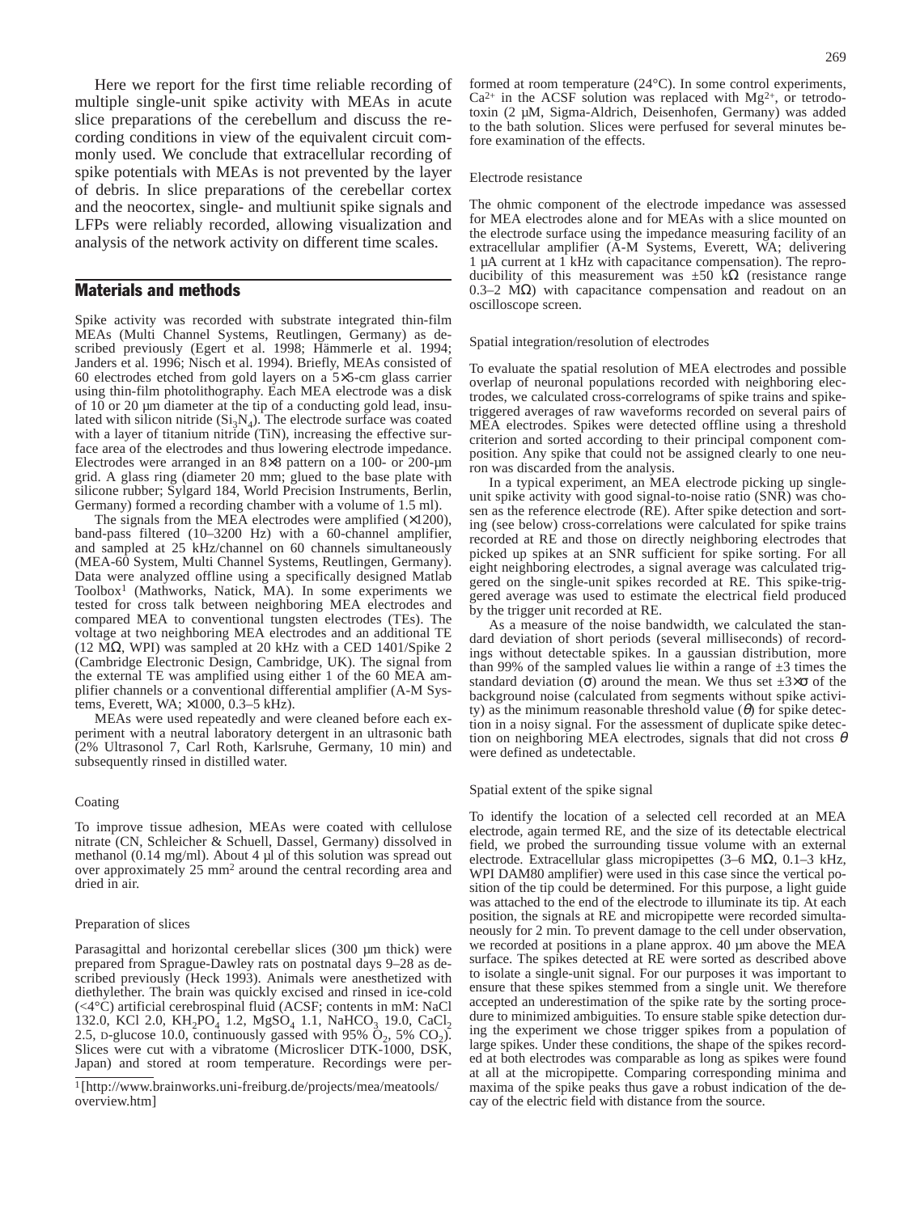Here we report for the first time reliable recording of multiple single-unit spike activity with MEAs in acute slice preparations of the cerebellum and discuss the recording conditions in view of the equivalent circuit commonly used. We conclude that extracellular recording of spike potentials with MEAs is not prevented by the layer of debris. In slice preparations of the cerebellar cortex and the neocortex, single- and multiunit spike signals and LFPs were reliably recorded, allowing visualization and analysis of the network activity on different time scales.

## Materials and methods

Spike activity was recorded with substrate integrated thin-film MEAs (Multi Channel Systems, Reutlingen, Germany) as described previously (Egert et al. 1998; Hämmerle et al. 1994; Janders et al. 1996; Nisch et al. 1994). Briefly, MEAs consisted of 60 electrodes etched from gold layers on a 5×5-cm glass carrier using thin-film photolithography. Each MEA electrode was a disk of 10 or 20 µm diameter at the tip of a conducting gold lead, insulated with silicon nitride ($Si_3N_4$). The electrode surface was coated with a layer of titanium nitride (TiN), increasing the effective surface area of the electrodes and thus lowering electrode impedance. Electrodes were arranged in an 8×8 pattern on a 100- or 200-µm grid. A glass ring (diameter 20 mm; glued to the base plate with silicone rubber; Sylgard 184, World Precision Instruments, Berlin, Germany) formed a recording chamber with a volume of 1.5 ml).

The signals from the MEA electrodes were amplified (×1200), band-pass filtered (10–3200 Hz) with a 60-channel amplifier, and sampled at 25 kHz/channel on 60 channels simultaneously (MEA-60 System, Multi Channel Systems, Reutlingen, Germany). Data were analyzed offline using a specifically designed Matlab Toolbox[1] (Mathworks, Natick, MA). In some experiments we tested for cross talk between neighboring MEA electrodes and compared MEA to conventional tungsten electrodes (TEs). The voltage at two neighboring MEA electrodes and an additional TE (12 MΩ, WPI) was sampled at 20 kHz with a CED 1401/Spike 2 (Cambridge Electronic Design, Cambridge, UK). The signal from the external TE was amplified using either 1 of the 60 MEA amplifier channels or a conventional differential amplifier (A-M Systems, Everett, WA; ×1000, 0.3–5 kHz).

MEAs were used repeatedly and were cleaned before each experiment with a neutral laboratory detergent in an ultrasonic bath (2% Ultrasonol 7, Carl Roth, Karlsruhe, Germany, 10 min) and subsequently rinsed in distilled water.

### Coating

To improve tissue adhesion, MEAs were coated with cellulose nitrate (CN, Schleicher & Schuell, Dassel, Germany) dissolved in methanol (0.14 mg/ml). About 4 µl of this solution was spread out over approximately 25 mm² around the central recording area and dried in air.

### Preparation of slices

Parasagittal and horizontal cerebellar slices (300 µm thick) were prepared from Sprague-Dawley rats on postnatal days 9–28 as described previously (Heck 1993). Animals were anesthetized with diethylether. The brain was quickly excised and rinsed in ice-cold (<4°C) artificial cerebrospinal fluid (ACSF; contents in mM: NaCl 132.0, KCl 2.0, $KH_2PO_4$ 1.2, $MgSO_4$ 1.1, $NaHCO_3$ 19.0, $CaCl_2$ 2.5, D-glucose 10.0, continuously gassed with 95% $O_2$, 5% $CO_2$). Slices were cut with a vibratome (Microslicer DTK-1000, DSK, Japan) and stored at room temperature. Recordings were performed at room temperature (24°C). In some control experiments, $Ca^{2+}$ in the ACSF solution was replaced with $Mg^{2+}$, or tetrodotoxin (2 µM, Sigma-Aldrich, Deisenhofen, Germany) was added to the bath solution. Slices were perfused for several minutes before examination of the effects.

### Electrode resistance

The ohmic component of the electrode impedance was assessed for MEA electrodes alone and for MEAs with a slice mounted on the electrode surface using the impedance measuring facility of an extracellular amplifier (A-M Systems, Everett, WA; delivering 1 µA current at 1 kHz with capacitance compensation). The reproducibility of this measurement was ±50 kΩ (resistance range 0.3–2 MΩ) with capacitance compensation and readout on an oscilloscope screen.

### Spatial integration/resolution of electrodes

To evaluate the spatial resolution of MEA electrodes and possible overlap of neuronal populations recorded with neighboring electrodes, we calculated cross-correlograms of spike trains and spike-triggered averages of raw waveforms recorded on several pairs of MEA electrodes. Spikes were detected offline using a threshold criterion and sorted according to their principal component composition. Any spike that could not be assigned clearly to one neuron was discarded from the analysis.

In a typical experiment, an MEA electrode picking up single-unit spike activity with good signal-to-noise ratio (SNR) was chosen as the reference electrode (RE). After spike detection and sorting (see below) cross-correlations were calculated for spike trains recorded at RE and those on directly neighboring electrodes that picked up spikes at an SNR sufficient for spike sorting. For all eight neighboring electrodes, a signal average was calculated triggered on the single-unit spikes recorded at RE. This spike-triggered average was used to estimate the electrical field produced by the trigger unit recorded at RE.

As a measure of the noise bandwidth, we calculated the standard deviation of short periods (several milliseconds) of recordings without detectable spikes. In a gaussian distribution, more than 99% of the sampled values lie within a range of ±3 times the standard deviation ($\sigma$) around the mean. We thus set $\pm 3\times\sigma$ of the background noise (calculated from segments without spike activity) as the minimum reasonable threshold value ($\theta$) for spike detection in a noisy signal. For the assessment of duplicate spike detection on neighboring MEA electrodes, signals that did not cross $\theta$ were defined as undetectable.

### Spatial extent of the spike signal

To identify the location of a selected cell recorded at an MEA electrode, again termed RE, and the size of its detectable electrical field, we probed the surrounding tissue volume with an external electrode. Extracellular glass micropipettes (3–6 MΩ, 0.1–3 kHz, WPI DAM80 amplifier) were used in this case since the vertical position of the tip could be determined. For this purpose, a light guide was attached to the end of the electrode to illuminate its tip. At each position, the signals at RE and micropipette were recorded simultaneously for 2 min. To prevent damage to the cell under observation, we recorded at positions in a plane approx. 40 µm above the MEA surface. The spikes detected at RE were sorted as described above to isolate a single-unit signal. For our purposes it was important to ensure that these spikes stemmed from a single unit. We therefore accepted an underestimation of the spike rate by the sorting procedure to minimized ambiguities. To ensure stable spike detection during the experiment we chose trigger spikes from a population of large spikes. Under these conditions, the shape of the spikes recorded at both electrodes was comparable as long as spikes were found at all at the micropipette. Comparing corresponding minima and maxima of the spike peaks thus gave a robust indication of the decay of the electric field with distance from the source.

[1] [http://www.brainworks.uni-freiburg.de/projects/mea/meatools/overview.htm]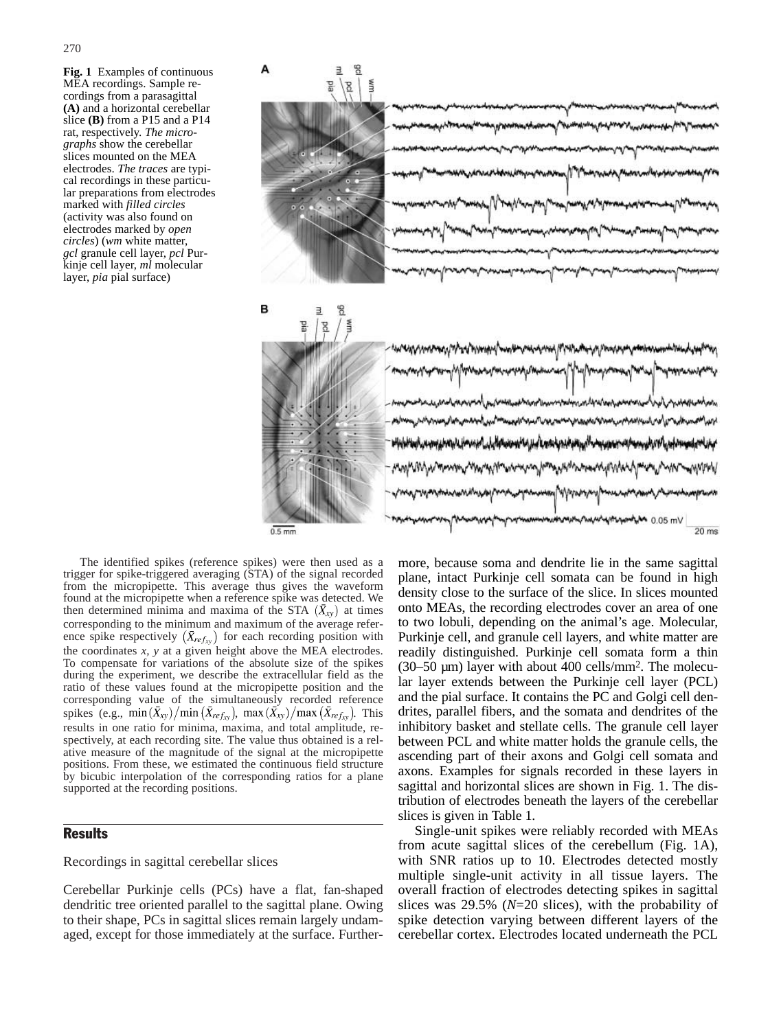**Fig. 1** Examples of continuous MEA recordings. Sample recordings from a parasagittal **(A)** and a horizontal cerebellar slice **(B)** from a P15 and a P14 rat, respectively. *The micrographs* show the cerebellar slices mounted on the MEA electrodes. *The traces* are typical recordings in these particular preparations from electrodes marked with *filled circles* (activity was also found on electrodes marked by *open circles*) (*wm* white matter, *gcl* granule cell layer, *pcl* Purkinje cell layer, *ml* molecular layer, *pia* pial surface)

The identified spikes (reference spikes) were then used as a trigger for spike-triggered averaging (STA) of the signal recorded from the micropipette. This average thus gives the waveform found at the micropipette when a reference spike was detected. We then determined minima and maxima of the STA $(\bar{X}_{xy})$ at times corresponding to the minimum and maximum of the average reference spike respectively $(\bar{X}_{ref_{xy}})$ for each recording position with the coordinates *x*, *y* at a given height above the MEA electrodes. To compensate for variations of the absolute size of the spikes during the experiment, we describe the extracellular field as the ratio of these values found at the micropipette position and the corresponding value of the simultaneously recorded reference spikes (e.g., $\min(\bar{X}_{xy})/\min(\bar{X}_{ref_{xy}})$, $\max(\bar{X}_{xy})/\max(\bar{X}_{ref_{xy}})$. This results in one ratio for minima, maxima, and total amplitude, respectively, at each recording site. The value thus obtained is a relative measure of the magnitude of the signal at the micropipette positions. From these, we estimated the continuous field structure by bicubic interpolation of the corresponding ratios for a plane supported at the recording positions.

## Results

### Recordings in sagittal cerebellar slices

Cerebellar Purkinje cells (PCs) have a flat, fan-shaped dendritic tree oriented parallel to the sagittal plane. Owing to their shape, PCs in sagittal slices remain largely undamaged, except for those immediately at the surface. Furthermore, because soma and dendrite lie in the same sagittal plane, intact Purkinje cell somata can be found in high density close to the surface of the slice. In slices mounted onto MEAs, the recording electrodes cover an area of one to two lobuli, depending on the animal's age. Molecular, Purkinje cell, and granule cell layers, and white matter are readily distinguished. Purkinje cell somata form a thin (30–50 μm) layer with about 400 cells/mm². The molecular layer extends between the Purkinje cell layer (PCL) and the pial surface. It contains the PC and Golgi cell dendrites, parallel fibers, and the somata and dendrites of the inhibitory basket and stellate cells. The granule cell layer between PCL and white matter holds the granule cells, the ascending part of their axons and Golgi cell somata and axons. Examples for signals recorded in these layers in sagittal and horizontal slices are shown in Fig. 1. The distribution of electrodes beneath the layers of the cerebellar slices is given in Table 1.

Single-unit spikes were reliably recorded with MEAs from acute sagittal slices of the cerebellum (Fig. 1A), with SNR ratios up to 10. Electrodes detected mostly multiple single-unit activity in all tissue layers. The overall fraction of electrodes detecting spikes in sagittal slices was 29.5% (*N*=20 slices), with the probability of spike detection varying between different layers of the cerebellar cortex. Electrodes located underneath the PCL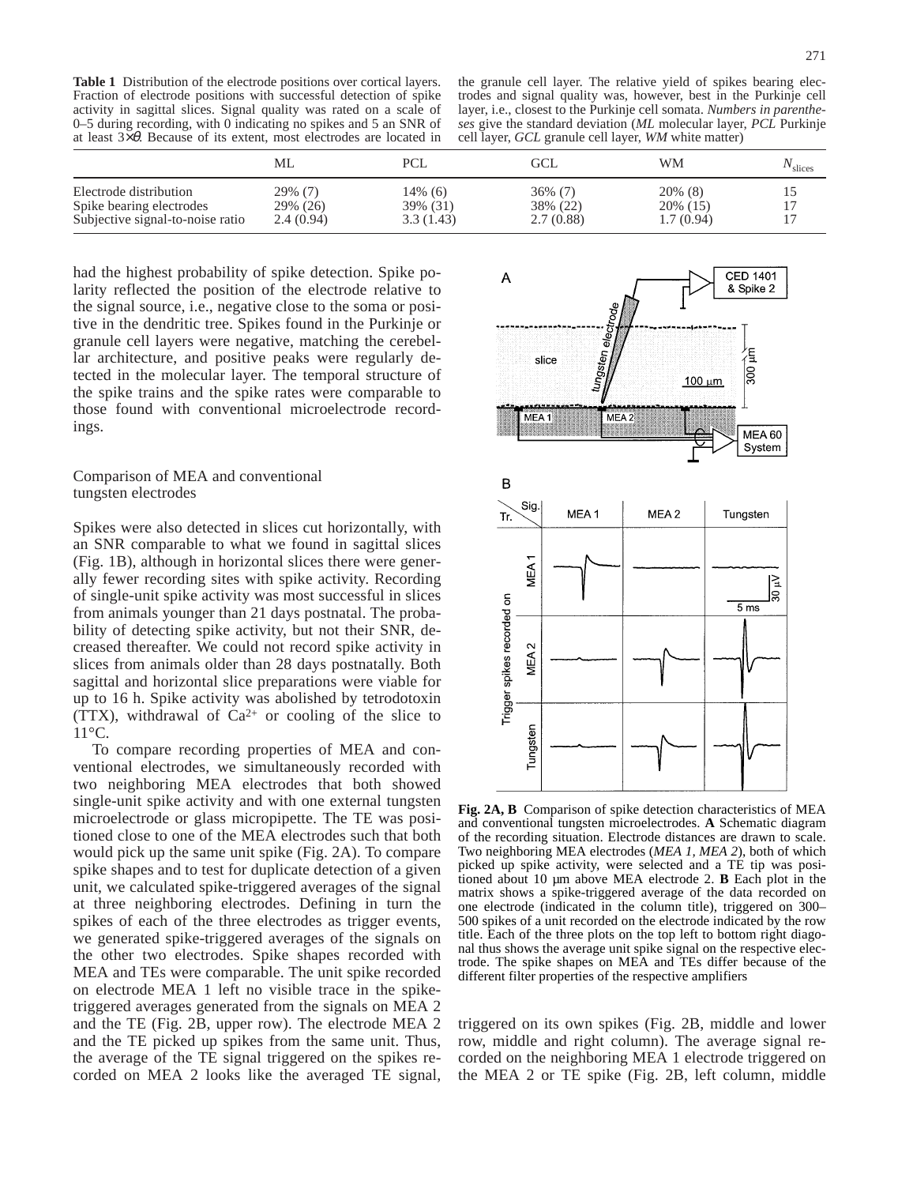**Table 1** Distribution of the electrode positions over cortical layers. Fraction of electrode positions with successful detection of spike activity in sagittal slices. Signal quality was rated on a scale of 0–5 during recording, with 0 indicating no spikes and 5 an SNR of at least 3×θ. Because of its extent, most electrodes are located in the granule cell layer. The relative yield of spikes bearing electrodes and signal quality was, however, best in the Purkinje cell layer, i.e., closest to the Purkinje cell somata. *Numbers in parentheses* give the standard deviation (*ML* molecular layer, *PCL* Purkinje cell layer, *GCL* granule cell layer, *WM* white matter)

| | ML | PCL | GCL | WM | $N_{slices}$ |
|---|---|---|---|---|---|
| Electrode distribution | 29% (7) | 14% (6) | 36% (7) | 20% (8) | 15 |
| Spike bearing electrodes | 29% (26) | 39% (31) | 38% (22) | 20% (15) | 17 |
| Subjective signal-to-noise ratio | 2.4 (0.94) | 3.3 (1.43) | 2.7 (0.88) | 1.7 (0.94) | 17 |

had the highest probability of spike detection. Spike polarity reflected the position of the electrode relative to the signal source, i.e., negative close to the soma or positive in the dendritic tree. Spikes found in the Purkinje or granule cell layers were negative, matching the cerebellar architecture, and positive peaks were regularly detected in the molecular layer. The temporal structure of the spike trains and the spike rates were comparable to those found with conventional microelectrode recordings.

## Comparison of MEA and conventional tungsten electrodes

Spikes were also detected in slices cut horizontally, with an SNR comparable to what we found in sagittal slices (Fig. 1B), although in horizontal slices there were generally fewer recording sites with spike activity. Recording of single-unit spike activity was most successful in slices from animals younger than 21 days postnatal. The probability of detecting spike activity, but not their SNR, decreased thereafter. We could not record spike activity in slices from animals older than 28 days postnatally. Both sagittal and horizontal slice preparations were viable for up to 16 h. Spike activity was abolished by tetrodotoxin (TTX), withdrawal of $Ca^{2+}$ or cooling of the slice to 11°C.

To compare recording properties of MEA and conventional electrodes, we simultaneously recorded with two neighboring MEA electrodes that both showed single-unit spike activity and with one external tungsten microelectrode or glass micropipette. The TE was positioned close to one of the MEA electrodes such that both would pick up the same unit spike (Fig. 2A). To compare spike shapes and to test for duplicate detection of a given unit, we calculated spike-triggered averages of the signal at three neighboring electrodes. Defining in turn the spikes of each of the three electrodes as trigger events, we generated spike-triggered averages of the signals on the other two electrodes. Spike shapes recorded with MEA and TEs were comparable. The unit spike recorded on electrode MEA 1 left no visible trace in the spike-triggered averages generated from the signals on MEA 2 and the TE (Fig. 2B, upper row). The electrode MEA 2 and the TE picked up spikes from the same unit. Thus, the average of the TE signal triggered on the spikes recorded on MEA 2 looks like the averaged TE signal, triggered on its own spikes (Fig. 2B, middle and lower row, middle and right column). The average signal recorded on the neighboring MEA 1 electrode triggered on the MEA 2 or TE spike (Fig. 2B, left column, middle

**Fig. 2A, B** Comparison of spike detection characteristics of MEA and conventional tungsten microelectrodes. **A** Schematic diagram of the recording situation. Electrode distances are drawn to scale. Two neighboring MEA electrodes (*MEA 1, MEA 2*), both of which picked up spike activity, were selected and a TE tip was positioned about 10 μm above MEA electrode 2. **B** Each plot in the matrix shows a spike-triggered average of the data recorded on one electrode (indicated in the column title), triggered on 300–500 spikes of a unit recorded on the electrode indicated by the row title. Each of the three plots on the top left to bottom right diagonal thus shows the average unit spike signal on the respective electrode. The spike shapes on MEA and TEs differ because of the different filter properties of the respective amplifiers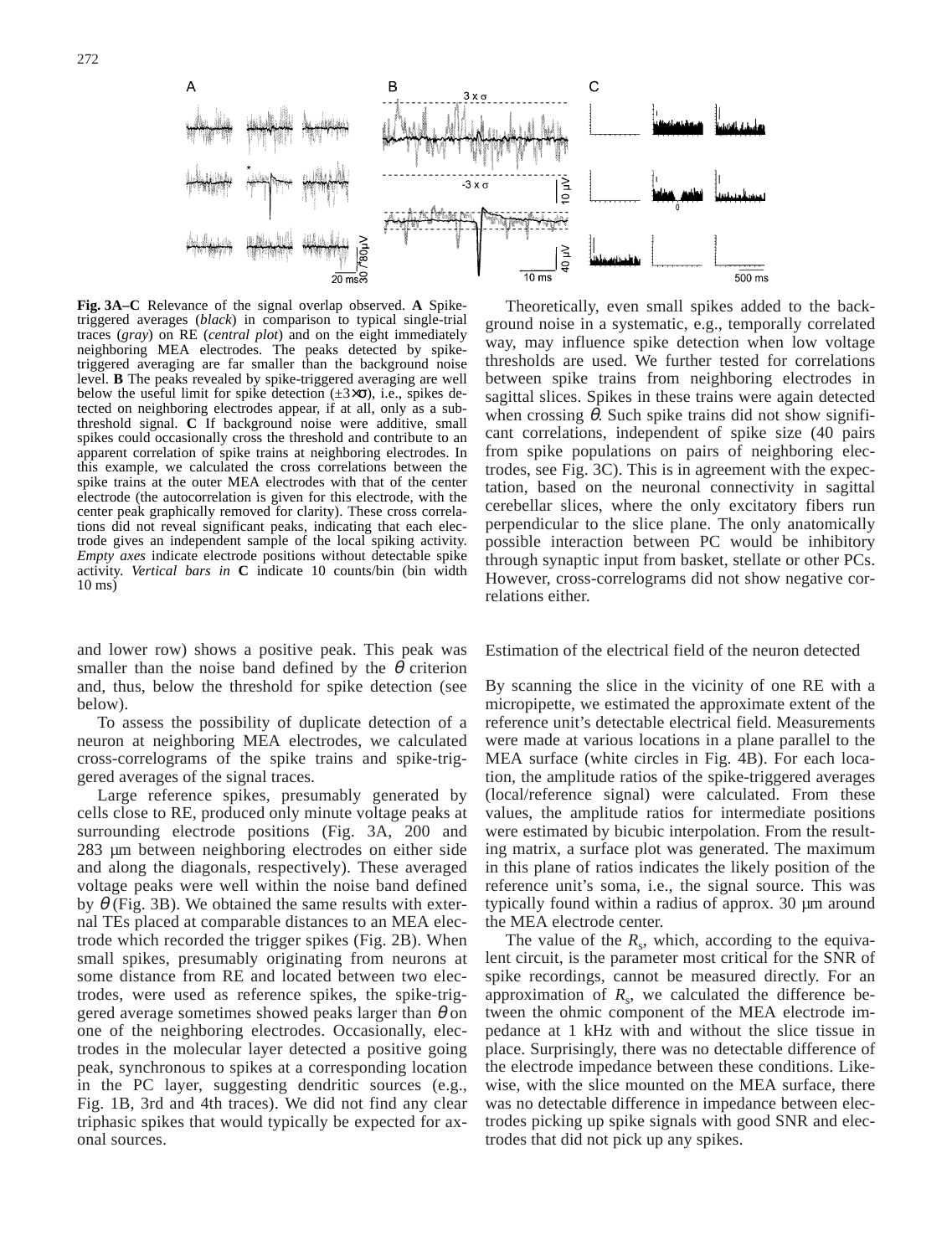**Fig. 3A–C** Relevance of the signal overlap observed. **A** Spike-triggered averages (*black*) in comparison to typical single-trial traces (*gray*) on RE (*central plot*) and on the eight immediately neighboring MEA electrodes. The peaks detected by spike-triggered averaging are far smaller than the background noise level. **B** The peaks revealed by spike-triggered averaging are well below the useful limit for spike detection (±3×σ), i.e., spikes detected on neighboring electrodes appear, if at all, only as a subthreshold signal. **C** If background noise were additive, small spikes could occasionally cross the threshold and contribute to an apparent correlation of spike trains at neighboring electrodes. In this example, we calculated the cross correlations between the spike trains at the outer MEA electrodes with that of the center electrode (the autocorrelation is given for this electrode, with the center peak graphically removed for clarity). These cross correlations did not reveal significant peaks, indicating that each electrode gives an independent sample of the local spiking activity. *Empty axes* indicate electrode positions without detectable spike activity. *Vertical bars in* **C** indicate 10 counts/bin (bin width 10 ms)

and lower row) shows a positive peak. This peak was smaller than the noise band defined by the $\theta$ criterion and, thus, below the threshold for spike detection (see below).

To assess the possibility of duplicate detection of a neuron at neighboring MEA electrodes, we calculated cross-correlograms of the spike trains and spike-triggered averages of the signal traces.

Large reference spikes, presumably generated by cells close to RE, produced only minute voltage peaks at surrounding electrode positions (Fig. 3A, 200 and 283 µm between neighboring electrodes on either side and along the diagonals, respectively). These averaged voltage peaks were well within the noise band defined by $\theta$ (Fig. 3B). We obtained the same results with external TEs placed at comparable distances to an MEA electrode which recorded the trigger spikes (Fig. 2B). When small spikes, presumably originating from neurons at some distance from RE and located between two electrodes, were used as reference spikes, the spike-triggered average sometimes showed peaks larger than $\theta$ on one of the neighboring electrodes. Occasionally, electrodes in the molecular layer detected a positive going peak, synchronous to spikes at a corresponding location in the PC layer, suggesting dendritic sources (e.g., Fig. 1B, 3rd and 4th traces). We did not find any clear triphasic spikes that would typically be expected for axonal sources.

Theoretically, even small spikes added to the background noise in a systematic, e.g., temporally correlated way, may influence spike detection when low voltage thresholds are used. We further tested for correlations between spike trains from neighboring electrodes in sagittal slices. Spikes in these trains were again detected when crossing $\theta$. Such spike trains did not show significant correlations, independent of spike size (40 pairs from spike populations on pairs of neighboring electrodes, see Fig. 3C). This is in agreement with the expectation, based on the neuronal connectivity in sagittal cerebellar slices, where the only excitatory fibers run perpendicular to the slice plane. The only anatomically possible interaction between PC would be inhibitory through synaptic input from basket, stellate or other PCs. However, cross-correlograms did not show negative correlations either.

## Estimation of the electrical field of the neuron detected

By scanning the slice in the vicinity of one RE with a micropipette, we estimated the approximate extent of the reference unit's detectable electrical field. Measurements were made at various locations in a plane parallel to the MEA surface (white circles in Fig. 4B). For each location, the amplitude ratios of the spike-triggered averages (local/reference signal) were calculated. From these values, the amplitude ratios for intermediate positions were estimated by bicubic interpolation. From the resulting matrix, a surface plot was generated. The maximum in this plane of ratios indicates the likely position of the reference unit's soma, i.e., the signal source. This was typically found within a radius of approx. 30 µm around the MEA electrode center.

The value of the $R_s$, which, according to the equivalent circuit, is the parameter most critical for the SNR of spike recordings, cannot be measured directly. For an approximation of $R_s$, we calculated the difference between the ohmic component of the MEA electrode impedance at 1 kHz with and without the slice tissue in place. Surprisingly, there was no detectable difference of the electrode impedance between these conditions. Likewise, with the slice mounted on the MEA surface, there was no detectable difference in impedance between electrodes picking up spike signals with good SNR and electrodes that did not pick up any spikes.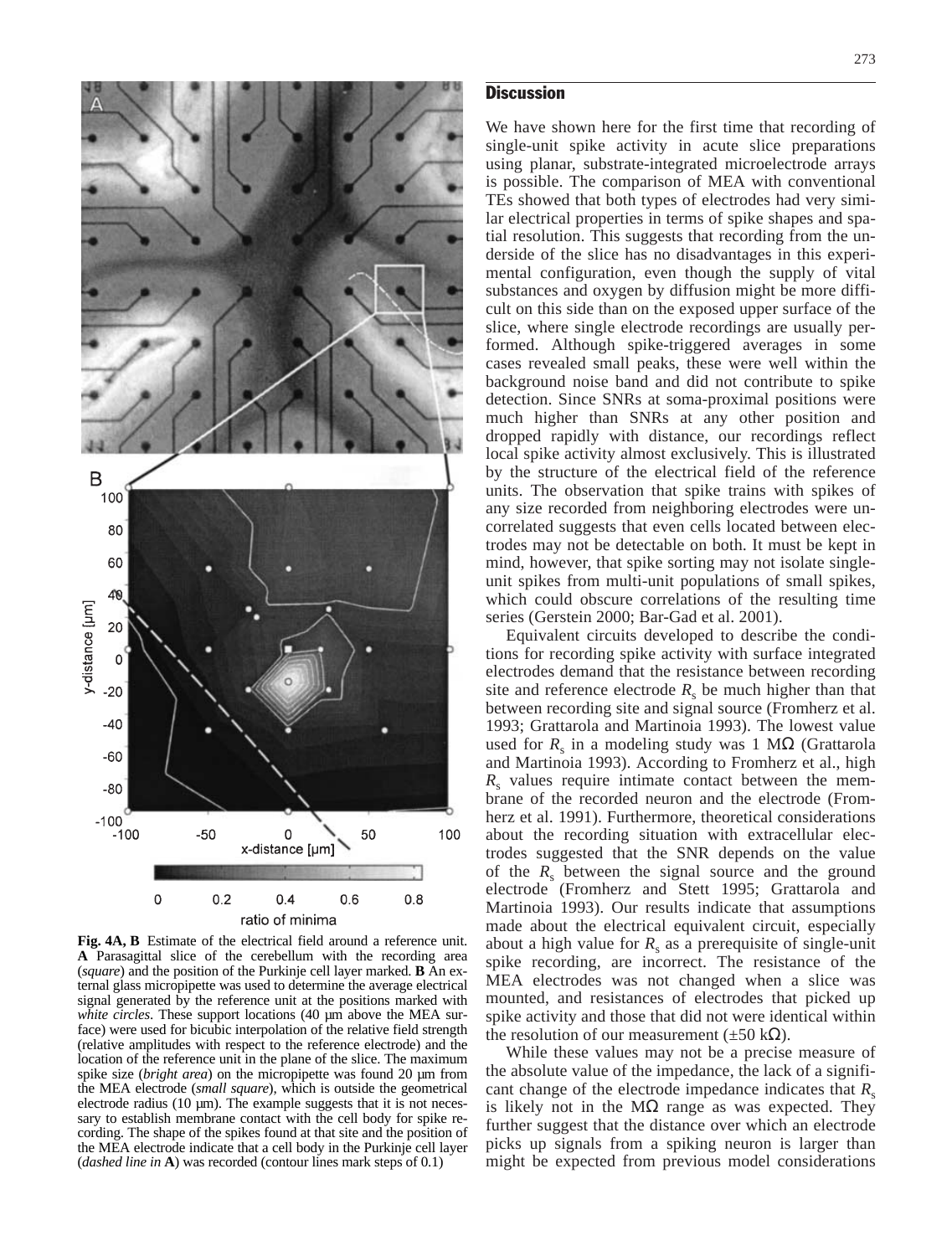Fig. 4A, B Estimate of the electrical field around a reference unit. **A** Parasagittal slice of the cerebellum with the recording area (*square*) and the position of the Purkinje cell layer marked. **B** An external glass micropipette was used to determine the average electrical signal generated by the reference unit at the positions marked with *white circles*. These support locations (40 µm above the MEA surface) were used for bicubic interpolation of the relative field strength (relative amplitudes with respect to the reference electrode) and the location of the reference unit in the plane of the slice. The maximum spike size (*bright area*) on the micropipette was found 20 µm from the MEA electrode (*small square*), which is outside the geometrical electrode radius (10 µm). The example suggests that it is not necessary to establish membrane contact with the cell body for spike recording. The shape of the spikes found at that site and the position of the MEA electrode indicate that a cell body in the Purkinje cell layer (*dashed line in* **A**) was recorded (contour lines mark steps of 0.1)

## Discussion

We have shown here for the first time that recording of single-unit spike activity in acute slice preparations using planar, substrate-integrated microelectrode arrays is possible. The comparison of MEA with conventional TEs showed that both types of electrodes had very similar electrical properties in terms of spike shapes and spatial resolution. This suggests that recording from the underside of the slice has no disadvantages in this experimental configuration, even though the supply of vital substances and oxygen by diffusion might be more difficult on this side than on the exposed upper surface of the slice, where single electrode recordings are usually performed. Although spike-triggered averages in some cases revealed small peaks, these were well within the background noise band and did not contribute to spike detection. Since SNRs at soma-proximal positions were much higher than SNRs at any other position and dropped rapidly with distance, our recordings reflect local spike activity almost exclusively. This is illustrated by the structure of the electrical field of the reference units. The observation that spike trains with spikes of any size recorded from neighboring electrodes were uncorrelated suggests that even cells located between electrodes may not be detectable on both. It must be kept in mind, however, that spike sorting may not isolate single-unit spikes from multi-unit populations of small spikes, which could obscure correlations of the resulting time series (Gerstein 2000; Bar-Gad et al. 2001).

Equivalent circuits developed to describe the conditions for recording spike activity with surface integrated electrodes demand that the resistance between recording site and reference electrode $R_s$ be much higher than that between recording site and signal source (Fromherz et al. 1993; Grattarola and Martinoia 1993). The lowest value used for $R_s$ in a modeling study was 1 MΩ (Grattarola and Martinoia 1993). According to Fromherz et al., high $R_s$ values require intimate contact between the membrane of the recorded neuron and the electrode (Fromherz et al. 1991). Furthermore, theoretical considerations about the recording situation with extracellular electrodes suggested that the SNR depends on the value of the $R_s$ between the signal source and the ground electrode (Fromherz and Stett 1995; Grattarola and Martinoia 1993). Our results indicate that assumptions made about the electrical equivalent circuit, especially about a high value for $R_s$ as a prerequisite of single-unit spike recording, are incorrect. The resistance of the MEA electrodes was not changed when a slice was mounted, and resistances of electrodes that picked up spike activity and those that did not were identical within the resolution of our measurement (±50 kΩ).

While these values may not be a precise measure of the absolute value of the impedance, the lack of a significant change of the electrode impedance indicates that $R_s$ is likely not in the MΩ range as was expected. They further suggest that the distance over which an electrode picks up signals from a spiking neuron is larger than might be expected from previous model considerations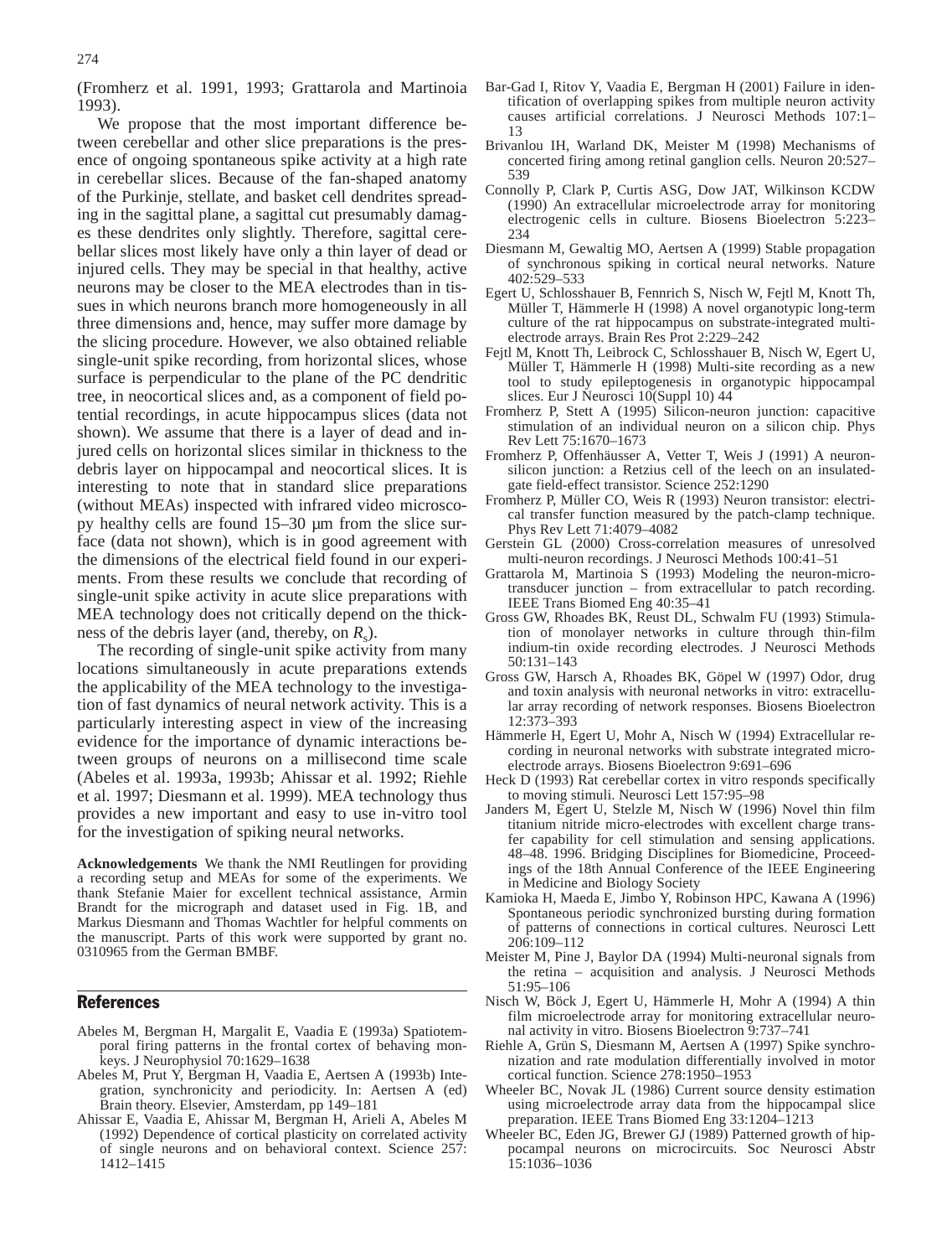(Fromherz et al. 1991, 1993; Grattarola and Martinoia 1993).

We propose that the most important difference between cerebellar and other slice preparations is the presence of ongoing spontaneous spike activity at a high rate in cerebellar slices. Because of the fan-shaped anatomy of the Purkinje, stellate, and basket cell dendrites spreading in the sagittal plane, a sagittal cut presumably damages these dendrites only slightly. Therefore, sagittal cerebellar slices most likely have only a thin layer of dead or injured cells. They may be special in that healthy, active neurons may be closer to the MEA electrodes than in tissues in which neurons branch more homogeneously in all three dimensions and, hence, may suffer more damage by the slicing procedure. However, we also obtained reliable single-unit spike recording, from horizontal slices, whose surface is perpendicular to the plane of the PC dendritic tree, in neocortical slices and, as a component of field potential recordings, in acute hippocampus slices (data not shown). We assume that there is a layer of dead and injured cells on horizontal slices similar in thickness to the debris layer on hippocampal and neocortical slices. It is interesting to note that in standard slice preparations (without MEAs) inspected with infrared video microscopy healthy cells are found 15–30 μm from the slice surface (data not shown), which is in good agreement with the dimensions of the electrical field found in our experiments. From these results we conclude that recording of single-unit spike activity in acute slice preparations with MEA technology does not critically depend on the thickness of the debris layer (and, thereby, on $R_s$).

The recording of single-unit spike activity from many locations simultaneously in acute preparations extends the applicability of the MEA technology to the investigation of fast dynamics of neural network activity. This is a particularly interesting aspect in view of the increasing evidence for the importance of dynamic interactions between groups of neurons on a millisecond time scale (Abeles et al. 1993a, 1993b; Ahissar et al. 1992; Riehle et al. 1997; Diesmann et al. 1999). MEA technology thus provides a new important and easy to use in-vitro tool for the investigation of spiking neural networks.

**Acknowledgements** We thank the NMI Reutlingen for providing a recording setup and MEAs for some of the experiments. We thank Stefanie Maier for excellent technical assistance, Armin Brandt for the micrograph and dataset used in Fig. 1B, and Markus Diesmann and Thomas Wachtler for helpful comments on the manuscript. Parts of this work were supported by grant no. 0310965 from the German BMBF.

## References

Abeles M, Bergman H, Margalit E, Vaadia E (1993a) Spatiotemporal firing patterns in the frontal cortex of behaving monkeys. J Neurophysiol 70:1629–1638

Abeles M, Prut Y, Bergman H, Vaadia E, Aertsen A (1993b) Integration, synchronicity and periodicity. In: Aertsen A (ed) Brain theory. Elsevier, Amsterdam, pp 149–181

Ahissar E, Vaadia E, Ahissar M, Bergman H, Arieli A, Abeles M (1992) Dependence of cortical plasticity on correlated activity of single neurons and on behavioral context. Science 257: 1412–1415

Bar-Gad I, Ritov Y, Vaadia E, Bergman H (2001) Failure in identification of overlapping spikes from multiple neuron activity causes artificial correlations. J Neurosci Methods 107:1–13

Brivanlou IH, Warland DK, Meister M (1998) Mechanisms of concerted firing among retinal ganglion cells. Neuron 20:527–539

Connolly P, Clark P, Curtis ASG, Dow JAT, Wilkinson KCDW (1990) An extracellular microelectrode array for monitoring electrogenic cells in culture. Biosens Bioelectron 5:223–234

Diesmann M, Gewaltig MO, Aertsen A (1999) Stable propagation of synchronous spiking in cortical neural networks. Nature 402:529–533

Egert U, Schlosshauer B, Fennrich S, Nisch W, Fejtl M, Knott Th, Müller T, Hämmerle H (1998) A novel organotypic long-term culture of the rat hippocampus on substrate-integrated multi-electrode arrays. Brain Res Prot 2:229–242

Fejtl M, Knott Th, Leibrock C, Schlosshauer B, Nisch W, Egert U, Müller T, Hämmerle H (1998) Multi-site recording as a new tool to study epileptogenesis in organotypic hippocampal slices. Eur J Neurosci 10(Suppl 10) 44

Fromherz P, Stett A (1995) Silicon-neuron junction: capacitive stimulation of an individual neuron on a silicon chip. Phys Rev Lett 75:1670–1673

Fromherz P, Offenhäusser A, Vetter T, Weis J (1991) A neuron-silicon junction: a Retzius cell of the leech on an insulated-gate field-effect transistor. Science 252:1290

Fromherz P, Müller CO, Weis R (1993) Neuron transistor: electrical transfer function measured by the patch-clamp technique. Phys Rev Lett 71:4079–4082

Gerstein GL (2000) Cross-correlation measures of unresolved multi-neuron recordings. J Neurosci Methods 100:41–51

Grattarola M, Martinoia S (1993) Modeling the neuron-microtransducer junction – from extracellular to patch recording. IEEE Trans Biomed Eng 40:35–41

Gross GW, Rhoades BK, Reust DL, Schwalm FU (1993) Stimulation of monolayer networks in culture through thin-film indium-tin oxide recording electrodes. J Neurosci Methods 50:131–143

Gross GW, Harsch A, Rhoades BK, Göpel W (1997) Odor, drug and toxin analysis with neuronal networks in vitro: extracellular array recording of network responses. Biosens Bioelectron 12:373–393

Hämmerle H, Egert U, Mohr A, Nisch W (1994) Extracellular recording in neuronal networks with substrate integrated microelectrode arrays. Biosens Bioelectron 9:691–696

Heck D (1993) Rat cerebellar cortex in vitro responds specifically to moving stimuli. Neurosci Lett 157:95–98

Janders M, Egert U, Stelzle M, Nisch W (1996) Novel thin film titanium nitride micro-electrodes with excellent charge transfer capability for cell stimulation and sensing applications. 48–48. 1996. Bridging Disciplines for Biomedicine, Proceedings of the 18th Annual Conference of the IEEE Engineering in Medicine and Biology Society

Kamioka H, Maeda E, Jimbo Y, Robinson HPC, Kawana A (1996) Spontaneous periodic synchronized bursting during formation of patterns of connections in cortical cultures. Neurosci Lett 206:109–112

Meister M, Pine J, Baylor DA (1994) Multi-neuronal signals from the retina – acquisition and analysis. J Neurosci Methods 51:95–106

Nisch W, Böck J, Egert U, Hämmerle H, Mohr A (1994) A thin film microelectrode array for monitoring extracellular neuronal activity in vitro. Biosens Bioelectron 9:737–741

Riehle A, Grün S, Diesmann M, Aertsen A (1997) Spike synchronization and rate modulation differentially involved in motor cortical function. Science 278:1950–1953

Wheeler BC, Novak JL (1986) Current source density estimation using microelectrode array data from the hippocampal slice preparation. IEEE Trans Biomed Eng 33:1204–1213

Wheeler BC, Eden JG, Brewer GJ (1989) Patterned growth of hippocampal neurons on microcircuits. Soc Neurosci Abstr 15:1036–1036